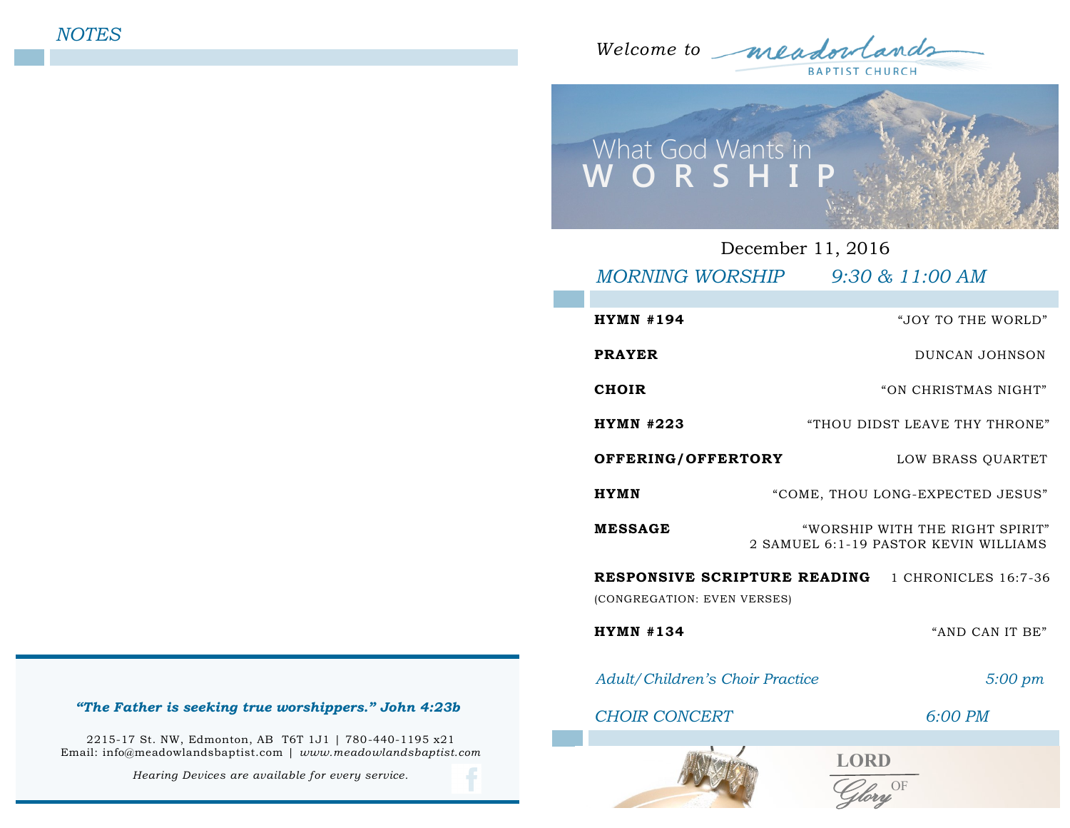## *NOTES*

***"The Father is seeking true worshippers." John 4:23b***

2215-17 St. NW, Edmonton, AB T6T 1J1 | 780-440-1195 x21
Email: info@meadowlandsbaptist.com | *www.meadowlandsbaptist.com*

*Hearing Devices are available for every service.*

---

Welcome to meadowlands BAPTIST CHURCH

# What God Wants in WORSHIP

December 11, 2016

## *MORNING WORSHIP 9:30 & 11:00 AM*

**HYMN #194** — "JOY TO THE WORLD"

**PRAYER** — DUNCAN JOHNSON

**CHOIR** — "ON CHRISTMAS NIGHT"

**HYMN #223** — "THOU DIDST LEAVE THY THRONE"

**OFFERING/OFFERTORY** — LOW BRASS QUARTET

**HYMN** — "COME, THOU LONG-EXPECTED JESUS"

**MESSAGE** — "WORSHIP WITH THE RIGHT SPIRIT"
2 SAMUEL 6:1-19 PASTOR KEVIN WILLIAMS

**RESPONSIVE SCRIPTURE READING** — 1 CHRONICLES 16:7-36
(CONGREGATION: EVEN VERSES)

**HYMN #134** — "AND CAN IT BE"

*Adult/Children's Choir Practice* — *5:00 pm*

*CHOIR CONCERT* — *6:00 PM*

LORD OF Glory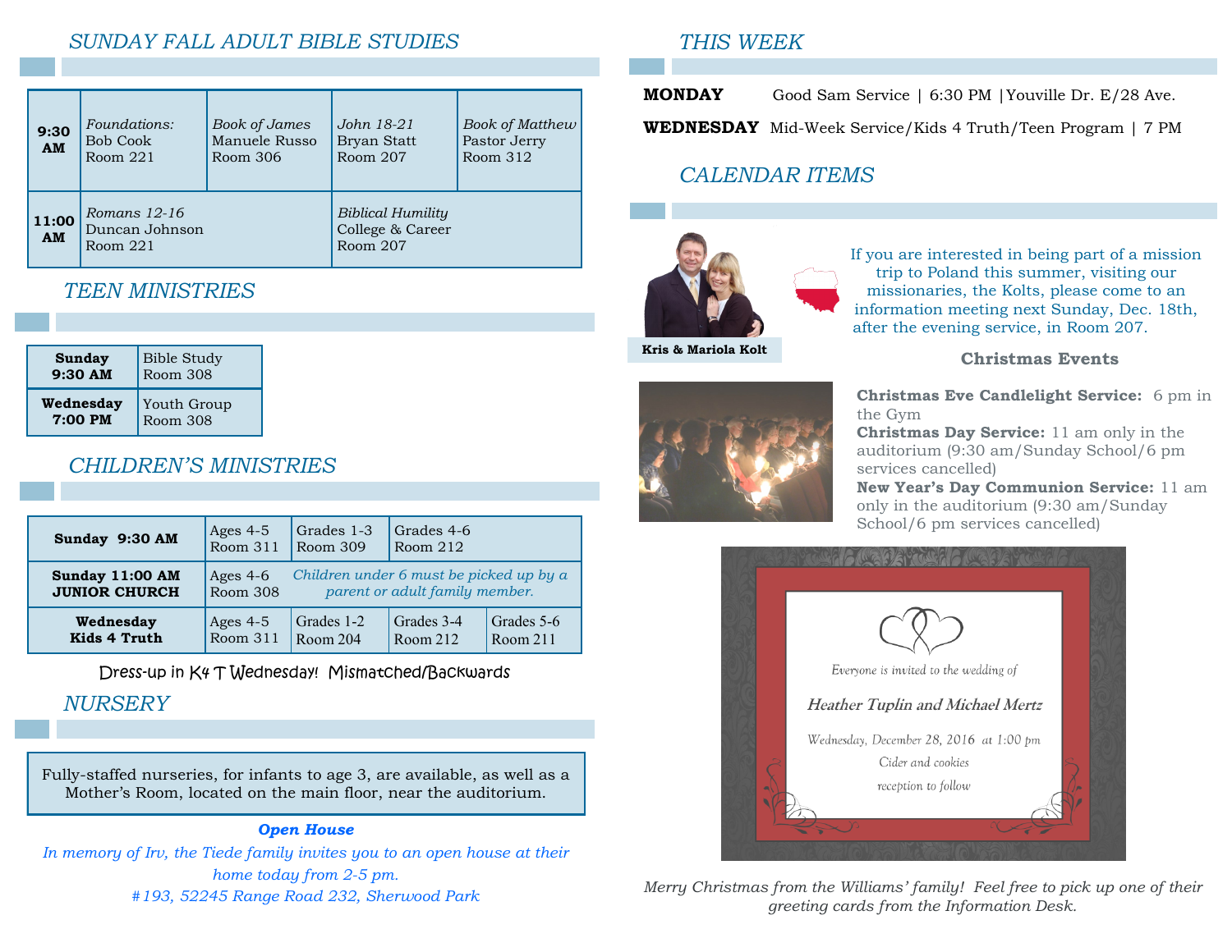## SUNDAY FALL ADULT BIBLE STUDIES

| | | | | |
|---|---|---|---|---|
| **9:30 AM** | *Foundations:* Bob Cook Room 221 | *Book of James* Manuele Russo Room 306 | *John 18-21* Bryan Statt Room 207 | *Book of Matthew* Pastor Jerry Room 312 |
| **11:00 AM** | *Romans 12-16* Duncan Johnson Room 221 | | *Biblical Humility* College & Career Room 207 | |

## TEEN MINISTRIES

| | |
|---|---|
| **Sunday 9:30 AM** | Bible Study Room 308 |
| **Wednesday 7:00 PM** | Youth Group Room 308 |

## CHILDREN'S MINISTRIES

| | | | | |
|---|---|---|---|---|
| **Sunday 9:30 AM** | Ages 4-5 Room 311 | Grades 1-3 Room 309 | Grades 4-6 Room 212 | |
| **Sunday 11:00 AM JUNIOR CHURCH** | Ages 4-6 Room 308 | *Children under 6 must be picked up by a parent or adult family member.* | | |
| **Wednesday Kids 4 Truth** | Ages 4-5 Room 311 | Grades 1-2 Room 204 | Grades 3-4 Room 212 | Grades 5-6 Room 211 |

Dress-up in K4 T Wednesday! Mismatched/Backwards

## NURSERY

Fully-staffed nurseries, for infants to age 3, are available, as well as a Mother's Room, located on the main floor, near the auditorium.

***Open House***

*In memory of Irv, the Tiede family invites you to an open house at their home today from 2-5 pm.*
*#193, 52245 Range Road 232, Sherwood Park*

## THIS WEEK

**MONDAY** Good Sam Service | 6:30 PM | Youville Dr. E/28 Ave.

**WEDNESDAY** Mid-Week Service/Kids 4 Truth/Teen Program | 7 PM

## CALENDAR ITEMS

**Kris & Mariola Kolt**

If you are interested in being part of a mission trip to Poland this summer, visiting our missionaries, the Kolts, please come to an information meeting next Sunday, Dec. 18th, after the evening service, in Room 207.

### Christmas Events

**Christmas Eve Candlelight Service:** 6 pm in the Gym
**Christmas Day Service:** 11 am only in the auditorium (9:30 am/Sunday School/6 pm services cancelled)
**New Year's Day Communion Service:** 11 am only in the auditorium (9:30 am/Sunday School/6 pm services cancelled)

*Everyone is invited to the wedding of*

*Heather Tuplin and Michael Mertz*

*Wednesday, December 28, 2016 at 1:00 pm*
*Cider and cookies*
*reception to follow*

*Merry Christmas from the Williams' family! Feel free to pick up one of their greeting cards from the Information Desk.*